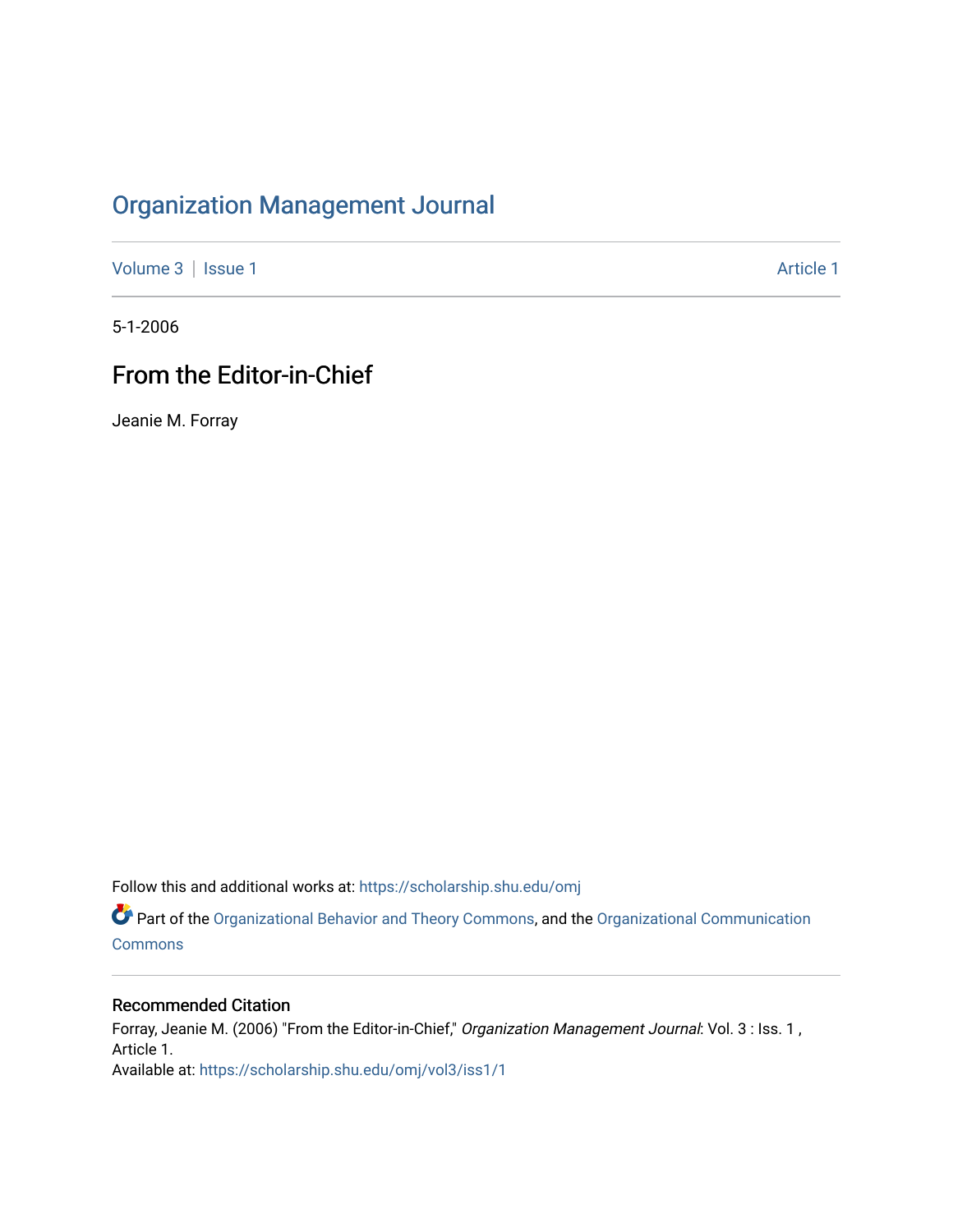# Organization Management Journal

Volume 3 | Issue 1 Article 1

5-1-2006

## From the Editor-in-Chief

Jeanie M. Forray

Follow this and additional works at: https://scholarship.shu.edu/omj

Part of the Organizational Behavior and Theory Commons, and the Organizational Communication Commons

### Recommended Citation

Forray, Jeanie M. (2006) "From the Editor-in-Chief," *Organization Management Journal*: Vol. 3 : Iss. 1 , Article 1.
Available at: https://scholarship.shu.edu/omj/vol3/iss1/1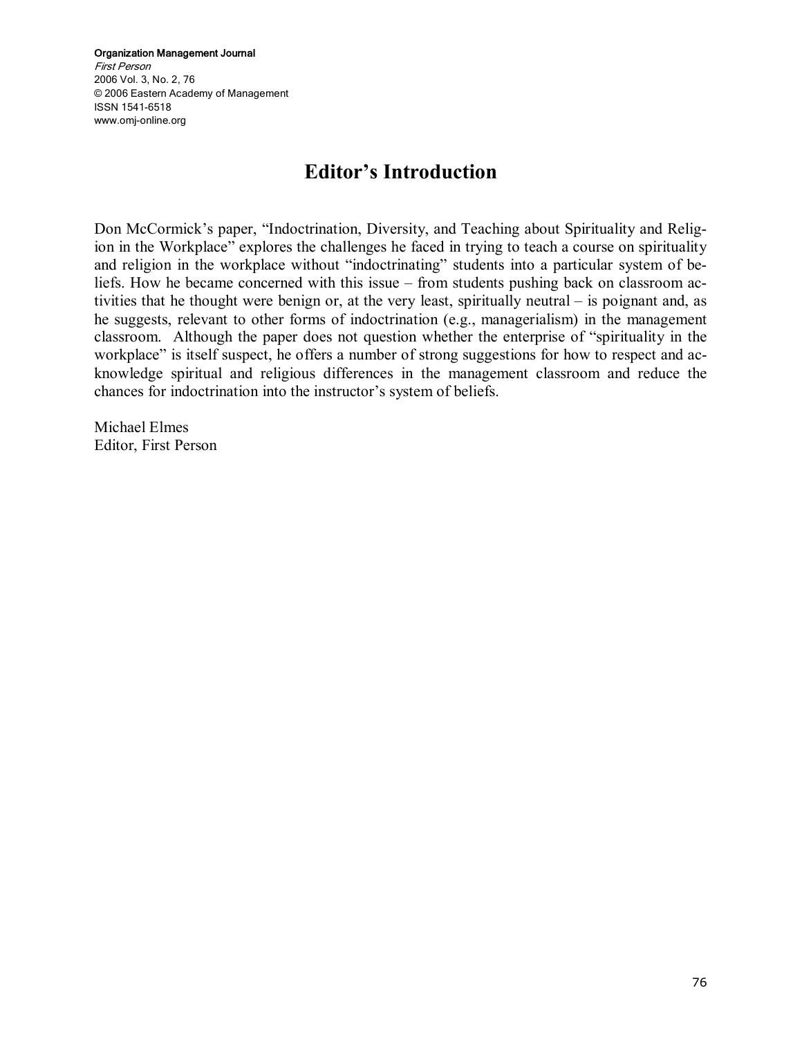# Editor's Introduction

Don McCormick's paper, "Indoctrination, Diversity, and Teaching about Spirituality and Religion in the Workplace" explores the challenges he faced in trying to teach a course on spirituality and religion in the workplace without "indoctrinating" students into a particular system of beliefs. How he became concerned with this issue – from students pushing back on classroom activities that he thought were benign or, at the very least, spiritually neutral – is poignant and, as he suggests, relevant to other forms of indoctrination (e.g., managerialism) in the management classroom. Although the paper does not question whether the enterprise of "spirituality in the workplace" is itself suspect, he offers a number of strong suggestions for how to respect and acknowledge spiritual and religious differences in the management classroom and reduce the chances for indoctrination into the instructor's system of beliefs.

Michael Elmes
Editor, First Person